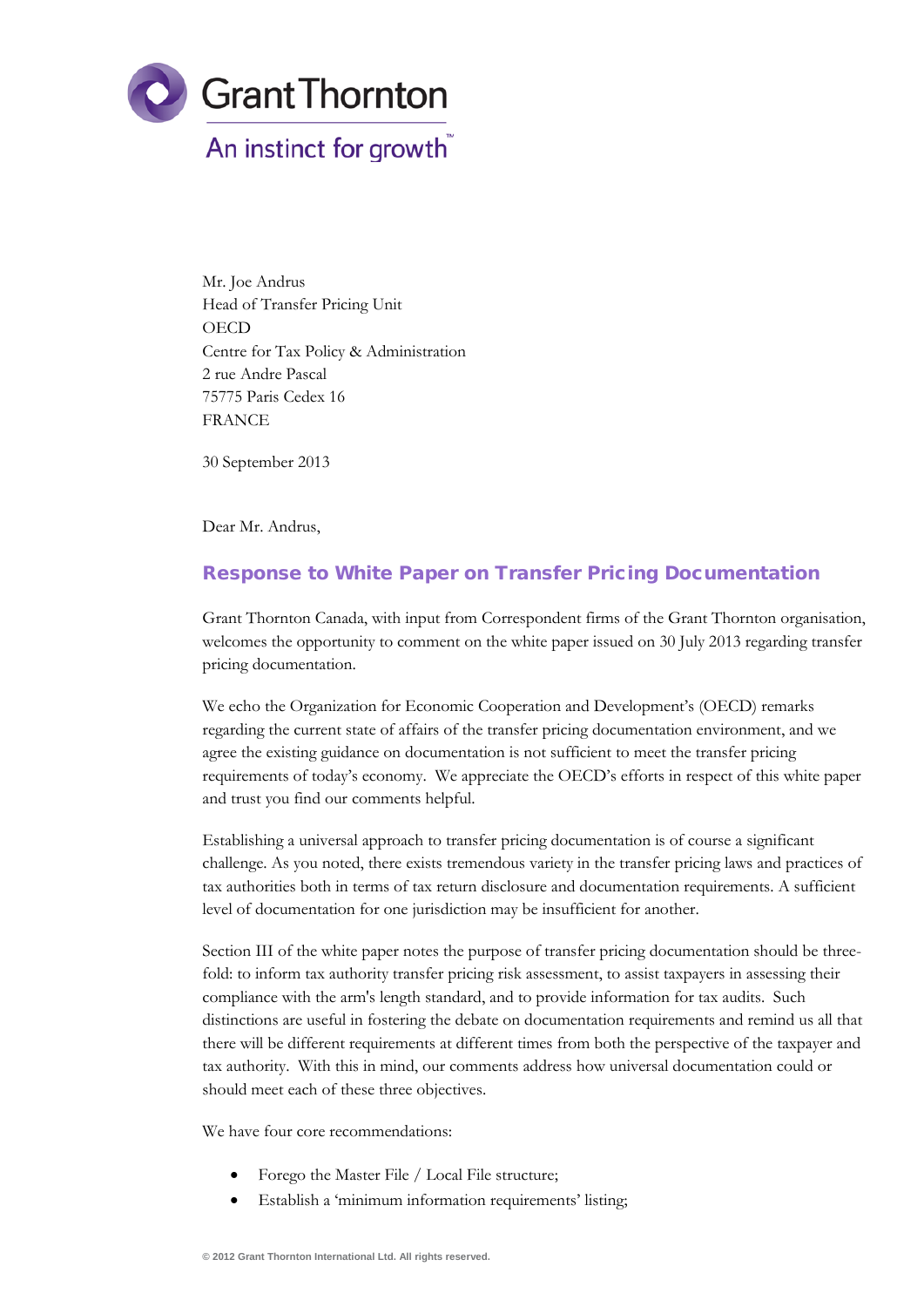Grant Thornton

An instinct for growth™

Mr. Joe Andrus
Head of Transfer Pricing Unit
OECD
Centre for Tax Policy & Administration
2 rue Andre Pascal
75775 Paris Cedex 16
FRANCE

30 September 2013

Dear Mr. Andrus,

## Response to White Paper on Transfer Pricing Documentation

Grant Thornton Canada, with input from Correspondent firms of the Grant Thornton organisation, welcomes the opportunity to comment on the white paper issued on 30 July 2013 regarding transfer pricing documentation.

We echo the Organization for Economic Cooperation and Development's (OECD) remarks regarding the current state of affairs of the transfer pricing documentation environment, and we agree the existing guidance on documentation is not sufficient to meet the transfer pricing requirements of today's economy. We appreciate the OECD's efforts in respect of this white paper and trust you find our comments helpful.

Establishing a universal approach to transfer pricing documentation is of course a significant challenge. As you noted, there exists tremendous variety in the transfer pricing laws and practices of tax authorities both in terms of tax return disclosure and documentation requirements. A sufficient level of documentation for one jurisdiction may be insufficient for another.

Section III of the white paper notes the purpose of transfer pricing documentation should be three-fold: to inform tax authority transfer pricing risk assessment, to assist taxpayers in assessing their compliance with the arm's length standard, and to provide information for tax audits. Such distinctions are useful in fostering the debate on documentation requirements and remind us all that there will be different requirements at different times from both the perspective of the taxpayer and tax authority. With this in mind, our comments address how universal documentation could or should meet each of these three objectives.

We have four core recommendations:

- Forego the Master File / Local File structure;
- Establish a 'minimum information requirements' listing;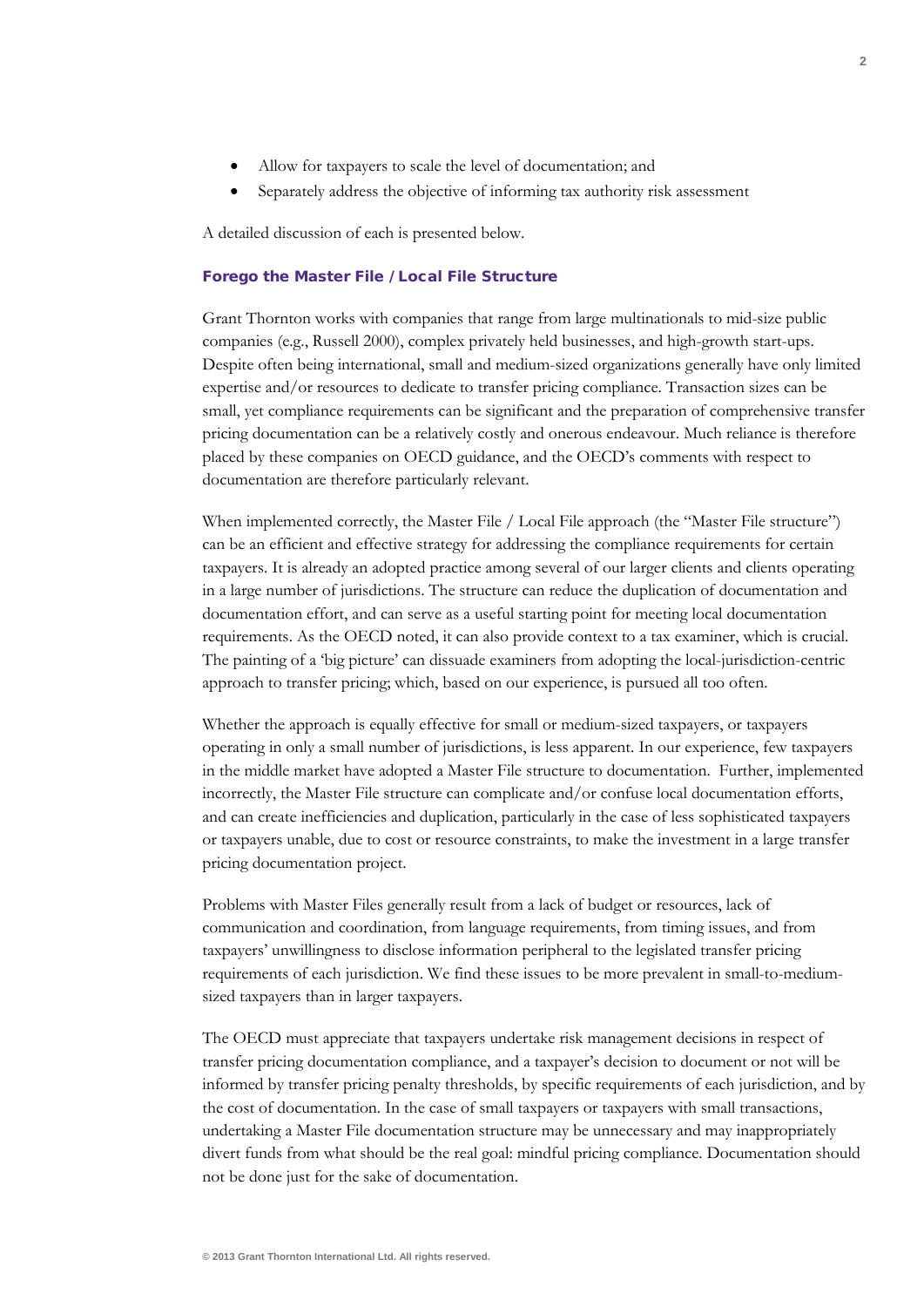- Allow for taxpayers to scale the level of documentation; and
- Separately address the objective of informing tax authority risk assessment

A detailed discussion of each is presented below.

### Forego the Master File / Local File Structure

Grant Thornton works with companies that range from large multinationals to mid-size public companies (e.g., Russell 2000), complex privately held businesses, and high-growth start-ups. Despite often being international, small and medium-sized organizations generally have only limited expertise and/or resources to dedicate to transfer pricing compliance. Transaction sizes can be small, yet compliance requirements can be significant and the preparation of comprehensive transfer pricing documentation can be a relatively costly and onerous endeavour. Much reliance is therefore placed by these companies on OECD guidance, and the OECD's comments with respect to documentation are therefore particularly relevant.

When implemented correctly, the Master File / Local File approach (the "Master File structure") can be an efficient and effective strategy for addressing the compliance requirements for certain taxpayers. It is already an adopted practice among several of our larger clients and clients operating in a large number of jurisdictions. The structure can reduce the duplication of documentation and documentation effort, and can serve as a useful starting point for meeting local documentation requirements. As the OECD noted, it can also provide context to a tax examiner, which is crucial. The painting of a 'big picture' can dissuade examiners from adopting the local-jurisdiction-centric approach to transfer pricing; which, based on our experience, is pursued all too often.

Whether the approach is equally effective for small or medium-sized taxpayers, or taxpayers operating in only a small number of jurisdictions, is less apparent. In our experience, few taxpayers in the middle market have adopted a Master File structure to documentation. Further, implemented incorrectly, the Master File structure can complicate and/or confuse local documentation efforts, and can create inefficiencies and duplication, particularly in the case of less sophisticated taxpayers or taxpayers unable, due to cost or resource constraints, to make the investment in a large transfer pricing documentation project.

Problems with Master Files generally result from a lack of budget or resources, lack of communication and coordination, from language requirements, from timing issues, and from taxpayers' unwillingness to disclose information peripheral to the legislated transfer pricing requirements of each jurisdiction. We find these issues to be more prevalent in small-to-medium-sized taxpayers than in larger taxpayers.

The OECD must appreciate that taxpayers undertake risk management decisions in respect of transfer pricing documentation compliance, and a taxpayer's decision to document or not will be informed by transfer pricing penalty thresholds, by specific requirements of each jurisdiction, and by the cost of documentation. In the case of small taxpayers or taxpayers with small transactions, undertaking a Master File documentation structure may be unnecessary and may inappropriately divert funds from what should be the real goal: mindful pricing compliance. Documentation should not be done just for the sake of documentation.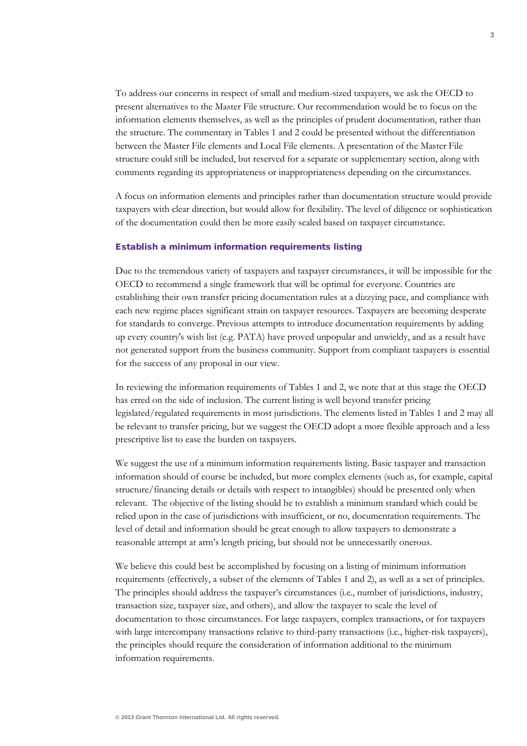To address our concerns in respect of small and medium-sized taxpayers, we ask the OECD to present alternatives to the Master File structure. Our recommendation would be to focus on the information elements themselves, as well as the principles of prudent documentation, rather than the structure. The commentary in Tables 1 and 2 could be presented without the differentiation between the Master File elements and Local File elements. A presentation of the Master File structure could still be included, but reserved for a separate or supplementary section, along with comments regarding its appropriateness or inappropriateness depending on the circumstances.

A focus on information elements and principles rather than documentation structure would provide taxpayers with clear direction, but would allow for flexibility. The level of diligence or sophistication of the documentation could then be more easily scaled based on taxpayer circumstance.

### Establish a minimum information requirements listing

Due to the tremendous variety of taxpayers and taxpayer circumstances, it will be impossible for the OECD to recommend a single framework that will be optimal for everyone. Countries are establishing their own transfer pricing documentation rules at a dizzying pace, and compliance with each new regime places significant strain on taxpayer resources. Taxpayers are becoming desperate for standards to converge. Previous attempts to introduce documentation requirements by adding up every country's wish list (e.g. PATA) have proved unpopular and unwieldy, and as a result have not generated support from the business community. Support from compliant taxpayers is essential for the success of any proposal in our view.

In reviewing the information requirements of Tables 1 and 2, we note that at this stage the OECD has erred on the side of inclusion. The current listing is well beyond transfer pricing legislated/regulated requirements in most jurisdictions. The elements listed in Tables 1 and 2 may all be relevant to transfer pricing, but we suggest the OECD adopt a more flexible approach and a less prescriptive list to ease the burden on taxpayers.

We suggest the use of a minimum information requirements listing. Basic taxpayer and transaction information should of course be included, but more complex elements (such as, for example, capital structure/financing details or details with respect to intangibles) should be presented only when relevant. The objective of the listing should be to establish a minimum standard which could be relied upon in the case of jurisdictions with insufficient, or no, documentation requirements. The level of detail and information should be great enough to allow taxpayers to demonstrate a reasonable attempt at arm's length pricing, but should not be unnecessarily onerous.

We believe this could best be accomplished by focusing on a listing of minimum information requirements (effectively, a subset of the elements of Tables 1 and 2), as well as a set of principles. The principles should address the taxpayer's circumstances (i.e., number of jurisdictions, industry, transaction size, taxpayer size, and others), and allow the taxpayer to scale the level of documentation to those circumstances. For large taxpayers, complex transactions, or for taxpayers with large intercompany transactions relative to third-party transactions (i.e., higher-risk taxpayers), the principles should require the consideration of information additional to the minimum information requirements.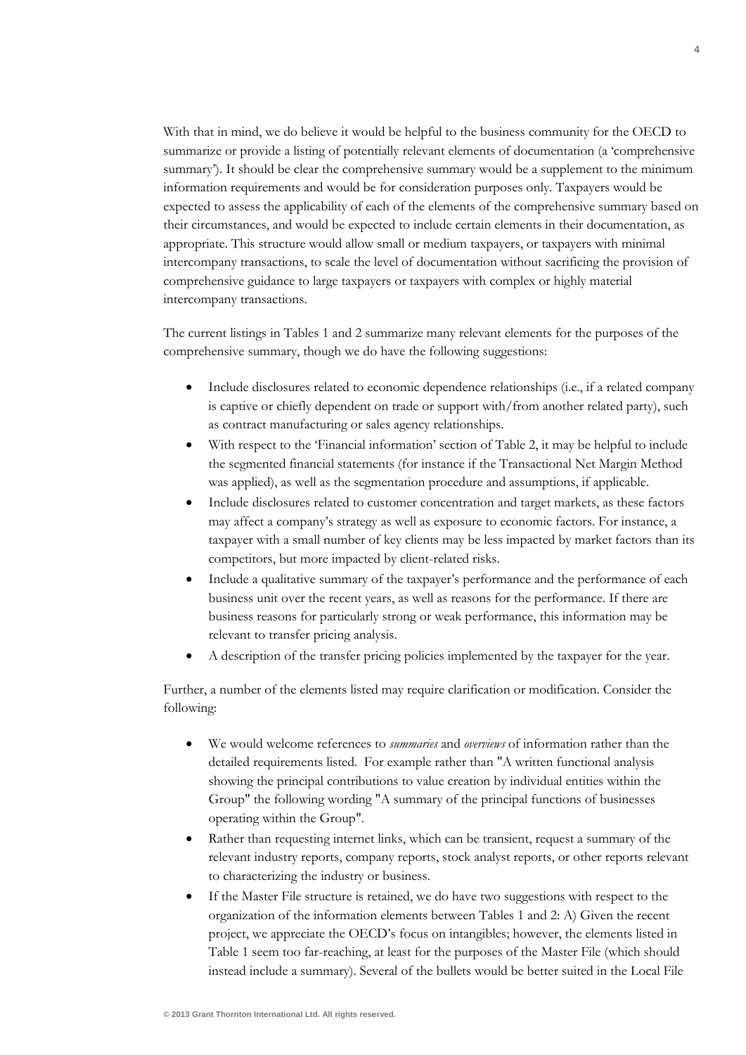With that in mind, we do believe it would be helpful to the business community for the OECD to summarize or provide a listing of potentially relevant elements of documentation (a 'comprehensive summary'). It should be clear the comprehensive summary would be a supplement to the minimum information requirements and would be for consideration purposes only. Taxpayers would be expected to assess the applicability of each of the elements of the comprehensive summary based on their circumstances, and would be expected to include certain elements in their documentation, as appropriate. This structure would allow small or medium taxpayers, or taxpayers with minimal intercompany transactions, to scale the level of documentation without sacrificing the provision of comprehensive guidance to large taxpayers or taxpayers with complex or highly material intercompany transactions.

The current listings in Tables 1 and 2 summarize many relevant elements for the purposes of the comprehensive summary, though we do have the following suggestions:

- Include disclosures related to economic dependence relationships (i.e., if a related company is captive or chiefly dependent on trade or support with/from another related party), such as contract manufacturing or sales agency relationships.
- With respect to the 'Financial information' section of Table 2, it may be helpful to include the segmented financial statements (for instance if the Transactional Net Margin Method was applied), as well as the segmentation procedure and assumptions, if applicable.
- Include disclosures related to customer concentration and target markets, as these factors may affect a company's strategy as well as exposure to economic factors. For instance, a taxpayer with a small number of key clients may be less impacted by market factors than its competitors, but more impacted by client-related risks.
- Include a qualitative summary of the taxpayer's performance and the performance of each business unit over the recent years, as well as reasons for the performance. If there are business reasons for particularly strong or weak performance, this information may be relevant to transfer pricing analysis.
- A description of the transfer pricing policies implemented by the taxpayer for the year.

Further, a number of the elements listed may require clarification or modification. Consider the following:

- We would welcome references to *summaries* and *overviews* of information rather than the detailed requirements listed. For example rather than "A written functional analysis showing the principal contributions to value creation by individual entities within the Group" the following wording "A summary of the principal functions of businesses operating within the Group".
- Rather than requesting internet links, which can be transient, request a summary of the relevant industry reports, company reports, stock analyst reports, or other reports relevant to characterizing the industry or business.
- If the Master File structure is retained, we do have two suggestions with respect to the organization of the information elements between Tables 1 and 2: A) Given the recent project, we appreciate the OECD's focus on intangibles; however, the elements listed in Table 1 seem too far-reaching, at least for the purposes of the Master File (which should instead include a summary). Several of the bullets would be better suited in the Local File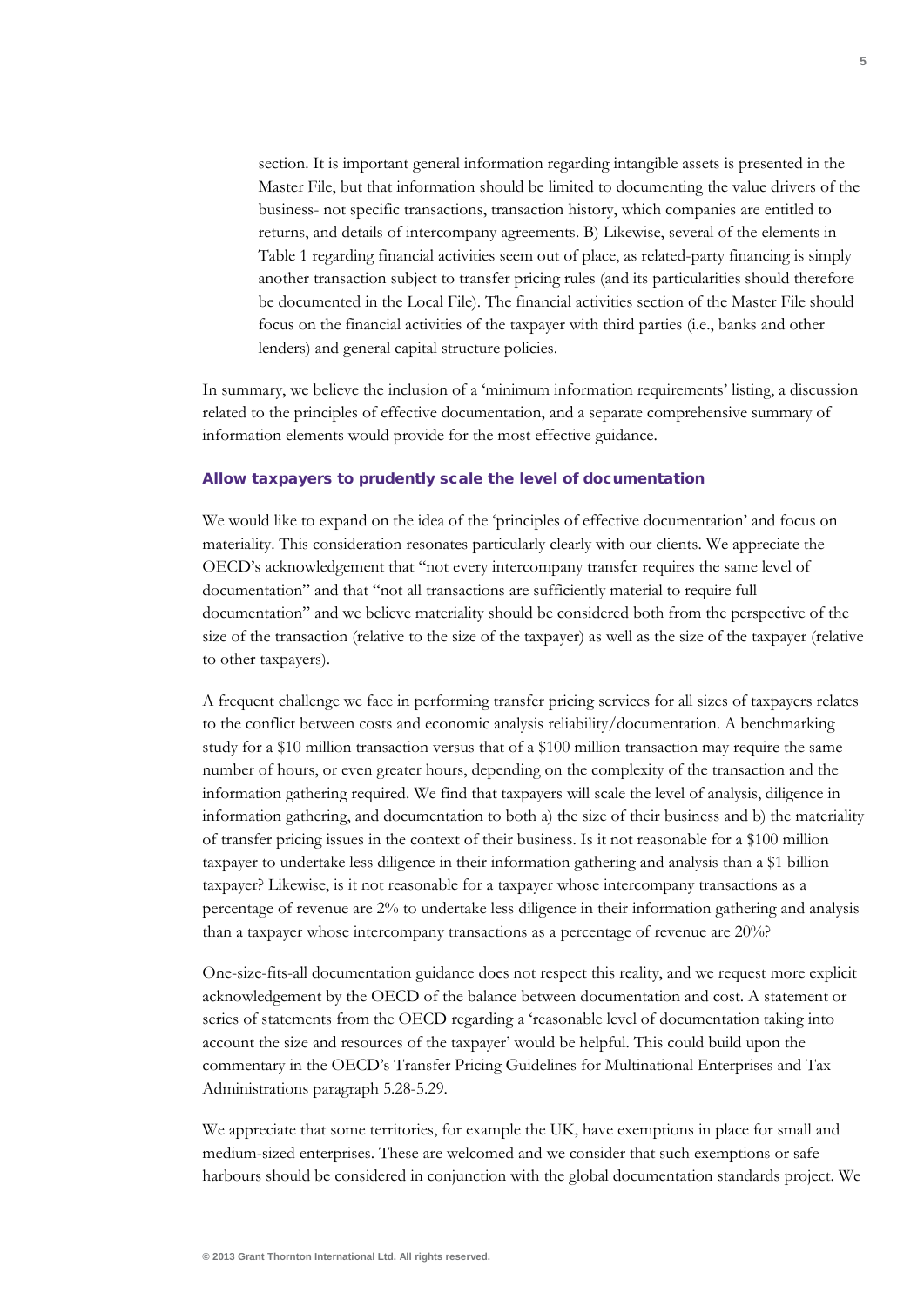section. It is important general information regarding intangible assets is presented in the Master File, but that information should be limited to documenting the value drivers of the business- not specific transactions, transaction history, which companies are entitled to returns, and details of intercompany agreements. B) Likewise, several of the elements in Table 1 regarding financial activities seem out of place, as related-party financing is simply another transaction subject to transfer pricing rules (and its particularities should therefore be documented in the Local File). The financial activities section of the Master File should focus on the financial activities of the taxpayer with third parties (i.e., banks and other lenders) and general capital structure policies.

In summary, we believe the inclusion of a 'minimum information requirements' listing, a discussion related to the principles of effective documentation, and a separate comprehensive summary of information elements would provide for the most effective guidance.

### Allow taxpayers to prudently scale the level of documentation

We would like to expand on the idea of the 'principles of effective documentation' and focus on materiality. This consideration resonates particularly clearly with our clients. We appreciate the OECD's acknowledgement that "not every intercompany transfer requires the same level of documentation" and that "not all transactions are sufficiently material to require full documentation" and we believe materiality should be considered both from the perspective of the size of the transaction (relative to the size of the taxpayer) as well as the size of the taxpayer (relative to other taxpayers).

A frequent challenge we face in performing transfer pricing services for all sizes of taxpayers relates to the conflict between costs and economic analysis reliability/documentation. A benchmarking study for a $10 million transaction versus that of a $100 million transaction may require the same number of hours, or even greater hours, depending on the complexity of the transaction and the information gathering required. We find that taxpayers will scale the level of analysis, diligence in information gathering, and documentation to both a) the size of their business and b) the materiality of transfer pricing issues in the context of their business. Is it not reasonable for a $100 million taxpayer to undertake less diligence in their information gathering and analysis than a $1 billion taxpayer? Likewise, is it not reasonable for a taxpayer whose intercompany transactions as a percentage of revenue are 2% to undertake less diligence in their information gathering and analysis than a taxpayer whose intercompany transactions as a percentage of revenue are 20%?

One-size-fits-all documentation guidance does not respect this reality, and we request more explicit acknowledgement by the OECD of the balance between documentation and cost. A statement or series of statements from the OECD regarding a 'reasonable level of documentation taking into account the size and resources of the taxpayer' would be helpful. This could build upon the commentary in the OECD's Transfer Pricing Guidelines for Multinational Enterprises and Tax Administrations paragraph 5.28-5.29.

We appreciate that some territories, for example the UK, have exemptions in place for small and medium-sized enterprises. These are welcomed and we consider that such exemptions or safe harbours should be considered in conjunction with the global documentation standards project. We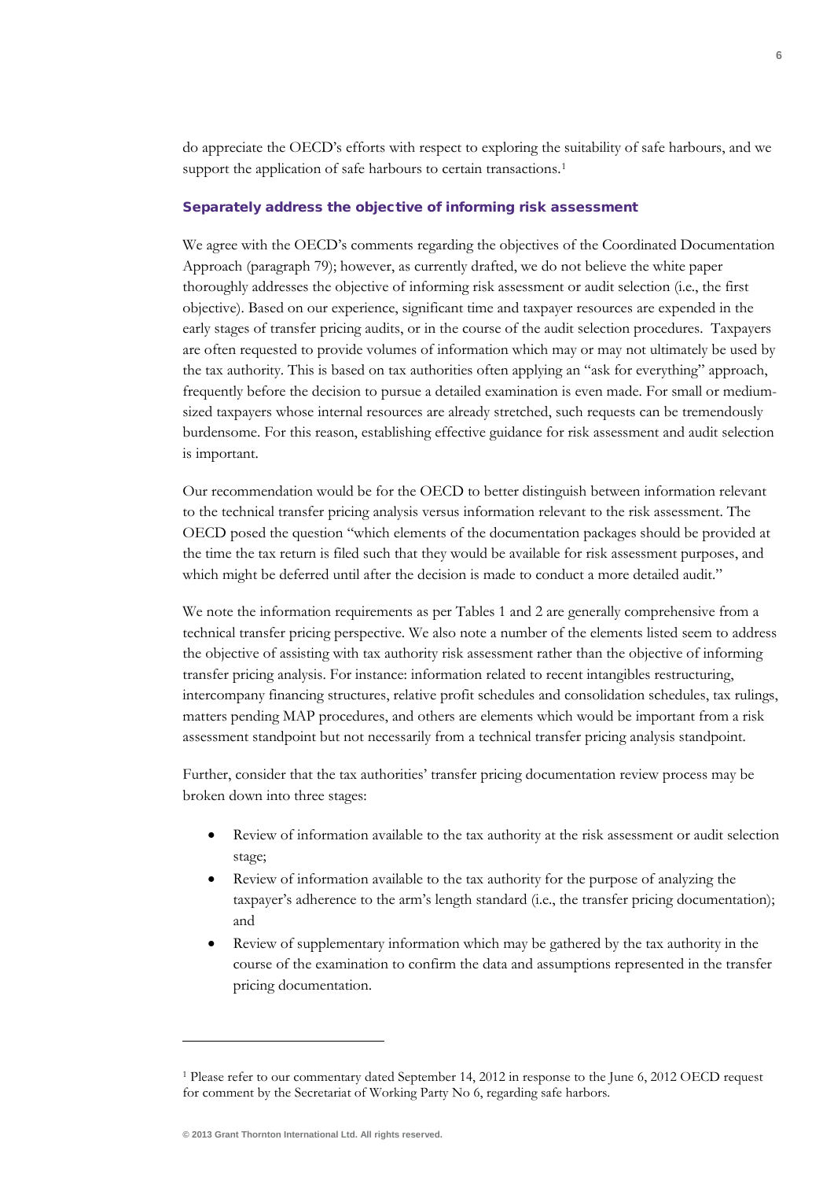do appreciate the OECD's efforts with respect to exploring the suitability of safe harbours, and we support the application of safe harbours to certain transactions.[1]

### Separately address the objective of informing risk assessment

We agree with the OECD's comments regarding the objectives of the Coordinated Documentation Approach (paragraph 79); however, as currently drafted, we do not believe the white paper thoroughly addresses the objective of informing risk assessment or audit selection (i.e., the first objective). Based on our experience, significant time and taxpayer resources are expended in the early stages of transfer pricing audits, or in the course of the audit selection procedures. Taxpayers are often requested to provide volumes of information which may or may not ultimately be used by the tax authority. This is based on tax authorities often applying an "ask for everything" approach, frequently before the decision to pursue a detailed examination is even made. For small or medium-sized taxpayers whose internal resources are already stretched, such requests can be tremendously burdensome. For this reason, establishing effective guidance for risk assessment and audit selection is important.

Our recommendation would be for the OECD to better distinguish between information relevant to the technical transfer pricing analysis versus information relevant to the risk assessment. The OECD posed the question "which elements of the documentation packages should be provided at the time the tax return is filed such that they would be available for risk assessment purposes, and which might be deferred until after the decision is made to conduct a more detailed audit."

We note the information requirements as per Tables 1 and 2 are generally comprehensive from a technical transfer pricing perspective. We also note a number of the elements listed seem to address the objective of assisting with tax authority risk assessment rather than the objective of informing transfer pricing analysis. For instance: information related to recent intangibles restructuring, intercompany financing structures, relative profit schedules and consolidation schedules, tax rulings, matters pending MAP procedures, and others are elements which would be important from a risk assessment standpoint but not necessarily from a technical transfer pricing analysis standpoint.

Further, consider that the tax authorities' transfer pricing documentation review process may be broken down into three stages:

- Review of information available to the tax authority at the risk assessment or audit selection stage;
- Review of information available to the tax authority for the purpose of analyzing the taxpayer's adherence to the arm's length standard (i.e., the transfer pricing documentation); and
- Review of supplementary information which may be gathered by the tax authority in the course of the examination to confirm the data and assumptions represented in the transfer pricing documentation.

---

[1] Please refer to our commentary dated September 14, 2012 in response to the June 6, 2012 OECD request for comment by the Secretariat of Working Party No 6, regarding safe harbors.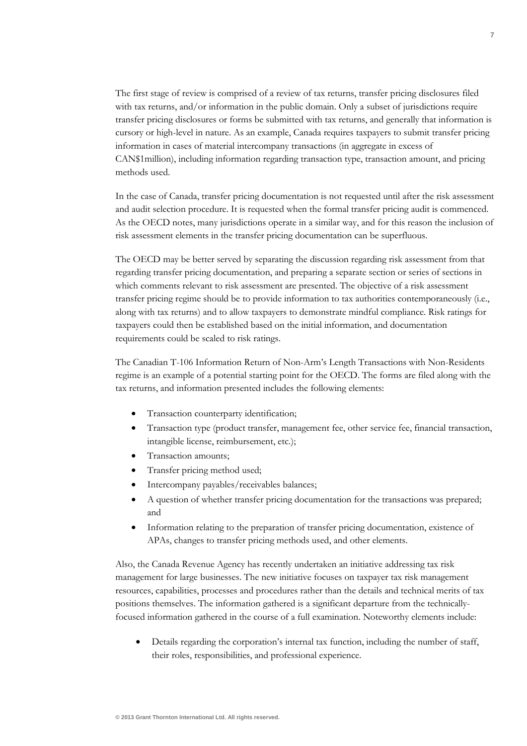The first stage of review is comprised of a review of tax returns, transfer pricing disclosures filed with tax returns, and/or information in the public domain. Only a subset of jurisdictions require transfer pricing disclosures or forms be submitted with tax returns, and generally that information is cursory or high-level in nature. As an example, Canada requires taxpayers to submit transfer pricing information in cases of material intercompany transactions (in aggregate in excess of CAN$1million), including information regarding transaction type, transaction amount, and pricing methods used.

In the case of Canada, transfer pricing documentation is not requested until after the risk assessment and audit selection procedure. It is requested when the formal transfer pricing audit is commenced. As the OECD notes, many jurisdictions operate in a similar way, and for this reason the inclusion of risk assessment elements in the transfer pricing documentation can be superfluous.

The OECD may be better served by separating the discussion regarding risk assessment from that regarding transfer pricing documentation, and preparing a separate section or series of sections in which comments relevant to risk assessment are presented. The objective of a risk assessment transfer pricing regime should be to provide information to tax authorities contemporaneously (i.e., along with tax returns) and to allow taxpayers to demonstrate mindful compliance. Risk ratings for taxpayers could then be established based on the initial information, and documentation requirements could be scaled to risk ratings.

The Canadian T-106 Information Return of Non-Arm's Length Transactions with Non-Residents regime is an example of a potential starting point for the OECD. The forms are filed along with the tax returns, and information presented includes the following elements:

- Transaction counterparty identification;
- Transaction type (product transfer, management fee, other service fee, financial transaction, intangible license, reimbursement, etc.);
- Transaction amounts;
- Transfer pricing method used;
- Intercompany payables/receivables balances;
- A question of whether transfer pricing documentation for the transactions was prepared; and
- Information relating to the preparation of transfer pricing documentation, existence of APAs, changes to transfer pricing methods used, and other elements.

Also, the Canada Revenue Agency has recently undertaken an initiative addressing tax risk management for large businesses. The new initiative focuses on taxpayer tax risk management resources, capabilities, processes and procedures rather than the details and technical merits of tax positions themselves. The information gathered is a significant departure from the technically-focused information gathered in the course of a full examination. Noteworthy elements include:

- Details regarding the corporation's internal tax function, including the number of staff, their roles, responsibilities, and professional experience.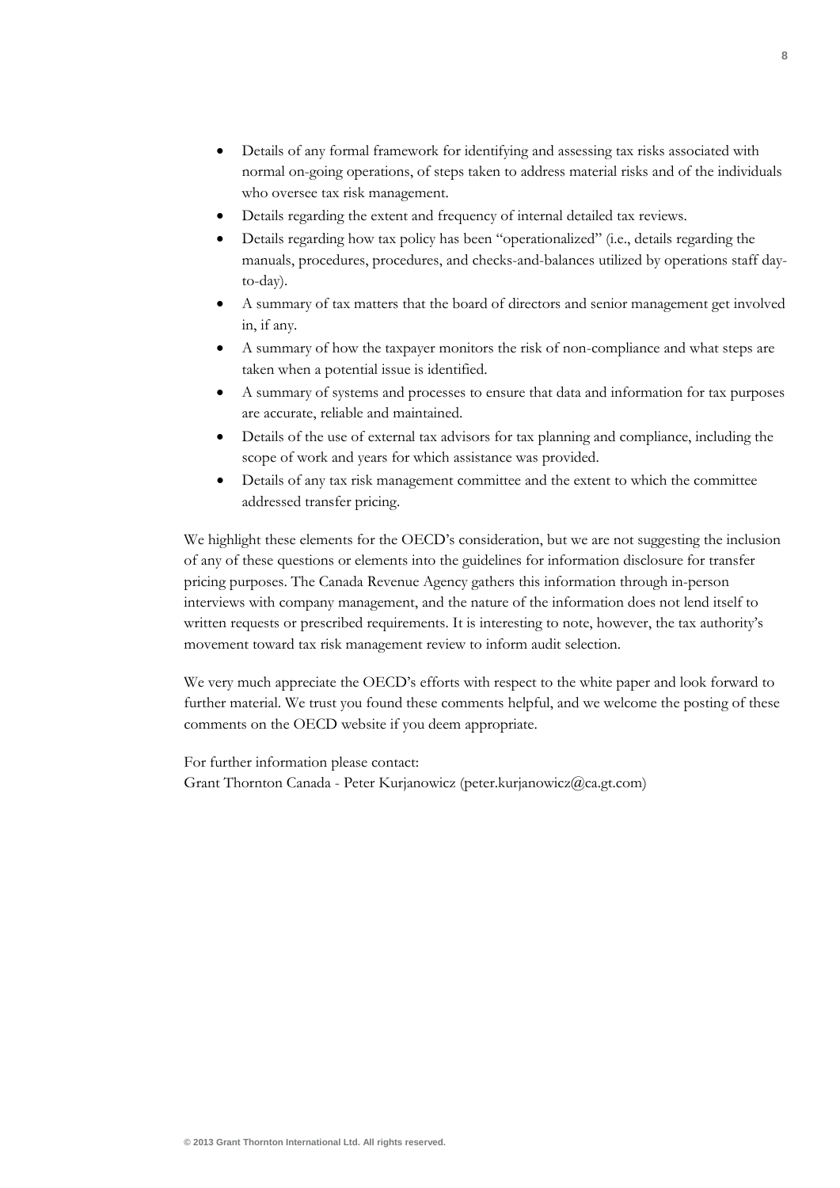- Details of any formal framework for identifying and assessing tax risks associated with normal on-going operations, of steps taken to address material risks and of the individuals who oversee tax risk management.
- Details regarding the extent and frequency of internal detailed tax reviews.
- Details regarding how tax policy has been "operationalized" (i.e., details regarding the manuals, procedures, procedures, and checks-and-balances utilized by operations staff day-to-day).
- A summary of tax matters that the board of directors and senior management get involved in, if any.
- A summary of how the taxpayer monitors the risk of non-compliance and what steps are taken when a potential issue is identified.
- A summary of systems and processes to ensure that data and information for tax purposes are accurate, reliable and maintained.
- Details of the use of external tax advisors for tax planning and compliance, including the scope of work and years for which assistance was provided.
- Details of any tax risk management committee and the extent to which the committee addressed transfer pricing.

We highlight these elements for the OECD's consideration, but we are not suggesting the inclusion of any of these questions or elements into the guidelines for information disclosure for transfer pricing purposes. The Canada Revenue Agency gathers this information through in-person interviews with company management, and the nature of the information does not lend itself to written requests or prescribed requirements. It is interesting to note, however, the tax authority's movement toward tax risk management review to inform audit selection.

We very much appreciate the OECD's efforts with respect to the white paper and look forward to further material. We trust you found these comments helpful, and we welcome the posting of these comments on the OECD website if you deem appropriate.

For further information please contact:
Grant Thornton Canada - Peter Kurjanowicz (peter.kurjanowicz@ca.gt.com)